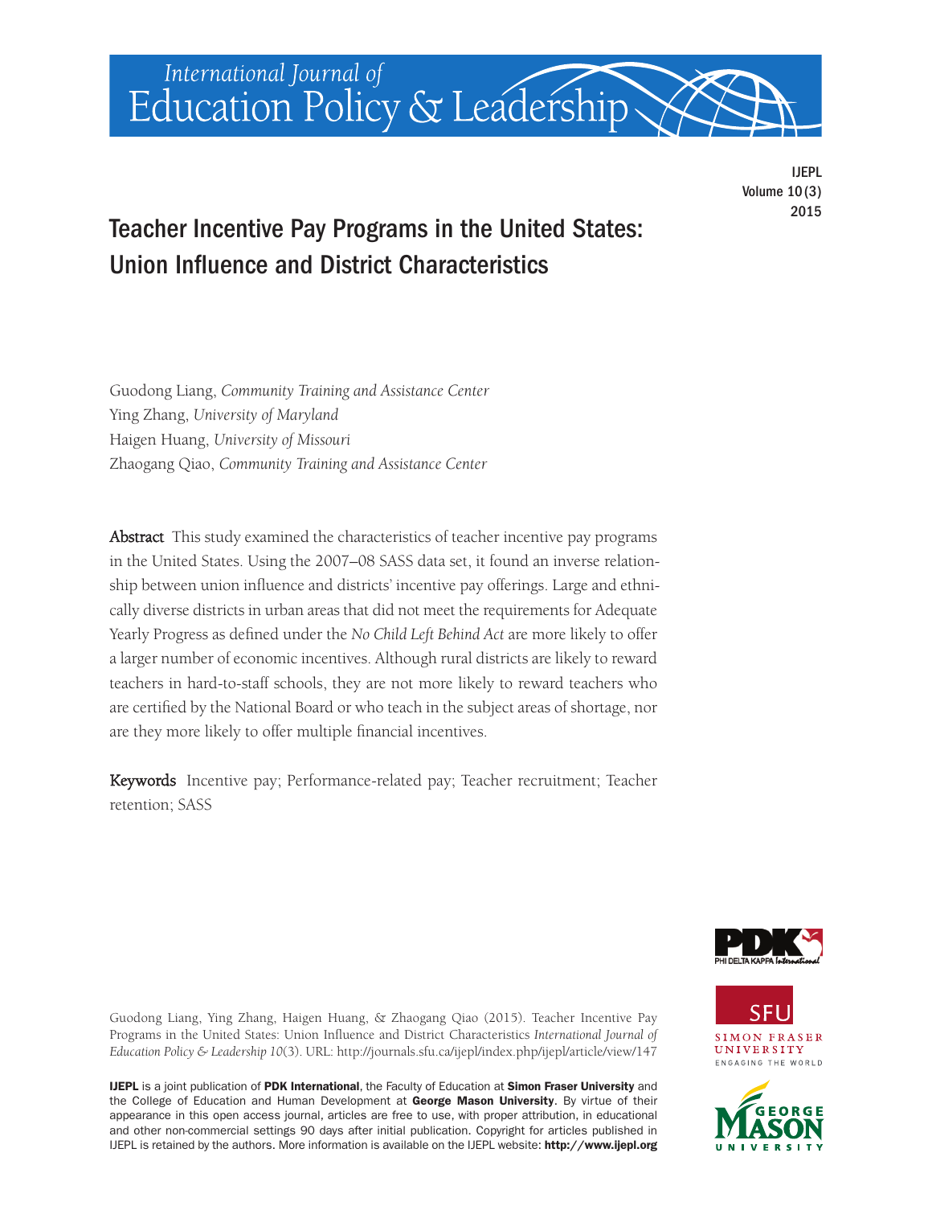# Teacher Incentive Pay Programs in the United States: Union Influence and District Characteristics

Guodong Liang, *Community Training and Assistance Center*
Ying Zhang, *University of Maryland*
Haigen Huang, *University of Missouri*
Zhaogang Qiao, *Community Training and Assistance Center*

**Abstract** This study examined the characteristics of teacher incentive pay programs in the United States. Using the 2007–08 SASS data set, it found an inverse relationship between union influence and districts' incentive pay offerings. Large and ethnically diverse districts in urban areas that did not meet the requirements for Adequate Yearly Progress as defined under the *No Child Left Behind Act* are more likely to offer a larger number of economic incentives. Although rural districts are likely to reward teachers in hard-to-staff schools, they are not more likely to reward teachers who are certified by the National Board or who teach in the subject areas of shortage, nor are they more likely to offer multiple financial incentives.

**Keywords** Incentive pay; Performance-related pay; Teacher recruitment; Teacher retention; SASS

Guodong Liang, Ying Zhang, Haigen Huang, & Zhaogang Qiao (2015). Teacher Incentive Pay Programs in the United States: Union Influence and District Characteristics *International Journal of Education Policy & Leadership 10*(3). URL: http://journals.sfu.ca/ijepl/index.php/ijepl/article/view/147

**IJEPL** is a joint publication of **PDK International**, the Faculty of Education at **Simon Fraser University** and the College of Education and Human Development at **George Mason University**. By virtue of their appearance in this open access journal, articles are free to use, with proper attribution, in educational and other non-commercial settings 90 days after initial publication. Copyright for articles published in IJEPL is retained by the authors. More information is available on the IJEPL website: **http://www.ijepl.org**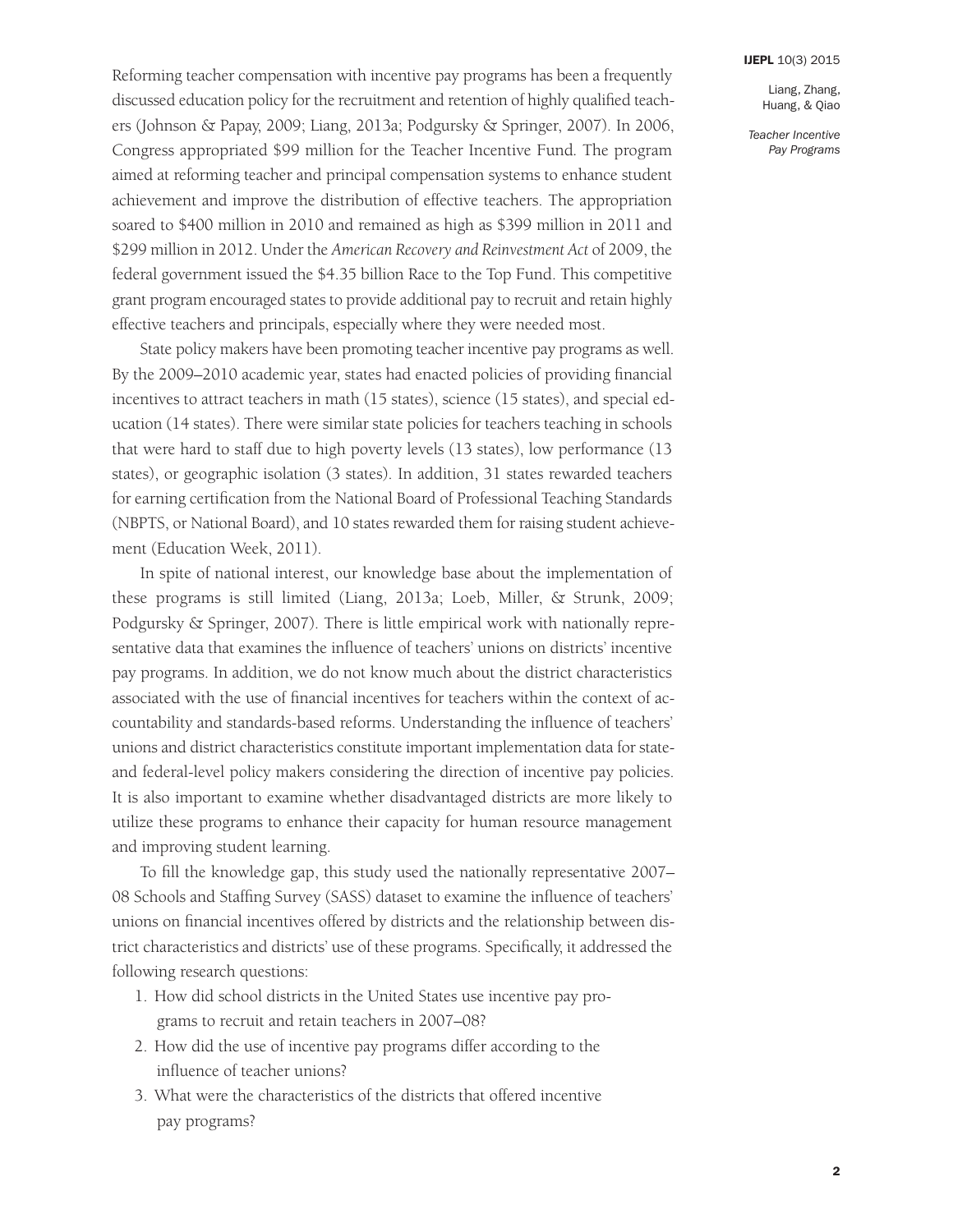Reforming teacher compensation with incentive pay programs has been a frequently discussed education policy for the recruitment and retention of highly qualified teachers (Johnson & Papay, 2009; Liang, 2013a; Podgursky & Springer, 2007). In 2006, Congress appropriated $99 million for the Teacher Incentive Fund. The program aimed at reforming teacher and principal compensation systems to enhance student achievement and improve the distribution of effective teachers. The appropriation soared to $400 million in 2010 and remained as high as $399 million in 2011 and $299 million in 2012. Under the *American Recovery and Reinvestment Act* of 2009, the federal government issued the $4.35 billion Race to the Top Fund. This competitive grant program encouraged states to provide additional pay to recruit and retain highly effective teachers and principals, especially where they were needed most.

State policy makers have been promoting teacher incentive pay programs as well. By the 2009–2010 academic year, states had enacted policies of providing financial incentives to attract teachers in math (15 states), science (15 states), and special education (14 states). There were similar state policies for teachers teaching in schools that were hard to staff due to high poverty levels (13 states), low performance (13 states), or geographic isolation (3 states). In addition, 31 states rewarded teachers for earning certification from the National Board of Professional Teaching Standards (NBPTS, or National Board), and 10 states rewarded them for raising student achievement (Education Week, 2011).

In spite of national interest, our knowledge base about the implementation of these programs is still limited (Liang, 2013a; Loeb, Miller, & Strunk, 2009; Podgursky & Springer, 2007). There is little empirical work with nationally representative data that examines the influence of teachers' unions on districts' incentive pay programs. In addition, we do not know much about the district characteristics associated with the use of financial incentives for teachers within the context of accountability and standards-based reforms. Understanding the influence of teachers' unions and district characteristics constitute important implementation data for state- and federal-level policy makers considering the direction of incentive pay policies. It is also important to examine whether disadvantaged districts are more likely to utilize these programs to enhance their capacity for human resource management and improving student learning.

To fill the knowledge gap, this study used the nationally representative 2007–08 Schools and Staffing Survey (SASS) dataset to examine the influence of teachers' unions on financial incentives offered by districts and the relationship between district characteristics and districts' use of these programs. Specifically, it addressed the following research questions:

1. How did school districts in the United States use incentive pay programs to recruit and retain teachers in 2007–08?
2. How did the use of incentive pay programs differ according to the influence of teacher unions?
3. What were the characteristics of the districts that offered incentive pay programs?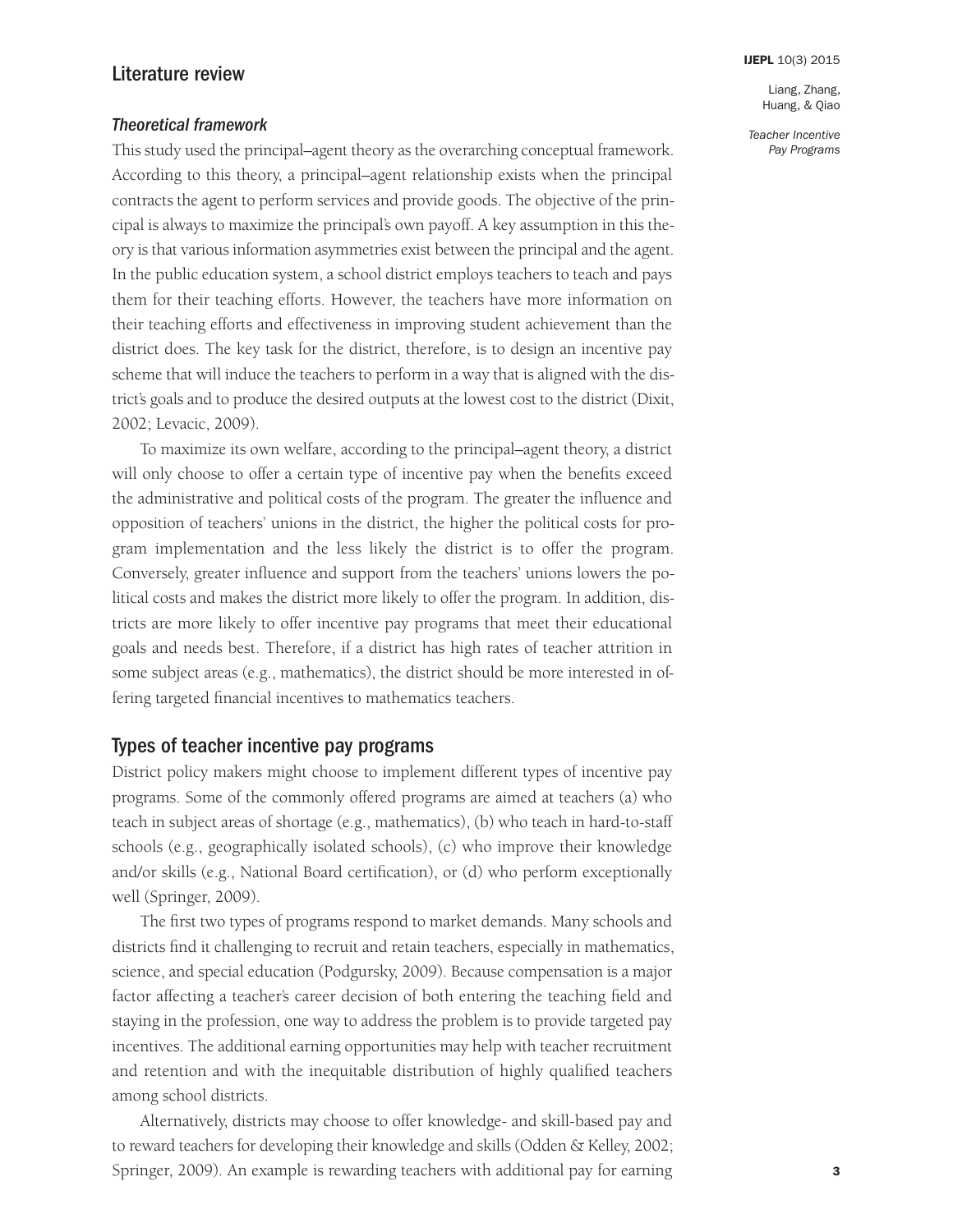## Literature review

### *Theoretical framework*

This study used the principal–agent theory as the overarching conceptual framework. According to this theory, a principal–agent relationship exists when the principal contracts the agent to perform services and provide goods. The objective of the principal is always to maximize the principal's own payoff. A key assumption in this theory is that various information asymmetries exist between the principal and the agent. In the public education system, a school district employs teachers to teach and pays them for their teaching efforts. However, the teachers have more information on their teaching efforts and effectiveness in improving student achievement than the district does. The key task for the district, therefore, is to design an incentive pay scheme that will induce the teachers to perform in a way that is aligned with the district's goals and to produce the desired outputs at the lowest cost to the district (Dixit, 2002; Levacic, 2009).

To maximize its own welfare, according to the principal–agent theory, a district will only choose to offer a certain type of incentive pay when the benefits exceed the administrative and political costs of the program. The greater the influence and opposition of teachers' unions in the district, the higher the political costs for program implementation and the less likely the district is to offer the program. Conversely, greater influence and support from the teachers' unions lowers the political costs and makes the district more likely to offer the program. In addition, districts are more likely to offer incentive pay programs that meet their educational goals and needs best. Therefore, if a district has high rates of teacher attrition in some subject areas (e.g., mathematics), the district should be more interested in offering targeted financial incentives to mathematics teachers.

## Types of teacher incentive pay programs

District policy makers might choose to implement different types of incentive pay programs. Some of the commonly offered programs are aimed at teachers (a) who teach in subject areas of shortage (e.g., mathematics), (b) who teach in hard-to-staff schools (e.g., geographically isolated schools), (c) who improve their knowledge and/or skills (e.g., National Board certification), or (d) who perform exceptionally well (Springer, 2009).

The first two types of programs respond to market demands. Many schools and districts find it challenging to recruit and retain teachers, especially in mathematics, science, and special education (Podgursky, 2009). Because compensation is a major factor affecting a teacher's career decision of both entering the teaching field and staying in the profession, one way to address the problem is to provide targeted pay incentives. The additional earning opportunities may help with teacher recruitment and retention and with the inequitable distribution of highly qualified teachers among school districts.

Alternatively, districts may choose to offer knowledge- and skill-based pay and to reward teachers for developing their knowledge and skills (Odden & Kelley, 2002; Springer, 2009). An example is rewarding teachers with additional pay for earning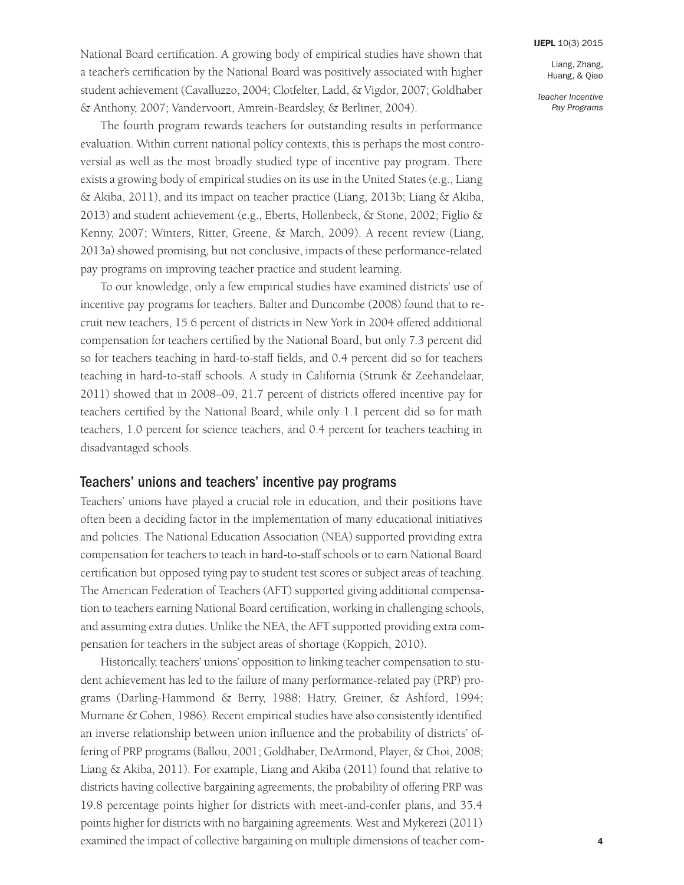National Board certification. A growing body of empirical studies have shown that a teacher's certification by the National Board was positively associated with higher student achievement (Cavalluzzo, 2004; Clotfelter, Ladd, & Vigdor, 2007; Goldhaber & Anthony, 2007; Vandervoort, Amrein-Beardsley, & Berliner, 2004).

The fourth program rewards teachers for outstanding results in performance evaluation. Within current national policy contexts, this is perhaps the most controversial as well as the most broadly studied type of incentive pay program. There exists a growing body of empirical studies on its use in the United States (e.g., Liang & Akiba, 2011), and its impact on teacher practice (Liang, 2013b; Liang & Akiba, 2013) and student achievement (e.g., Eberts, Hollenbeck, & Stone, 2002; Figlio & Kenny, 2007; Winters, Ritter, Greene, & March, 2009). A recent review (Liang, 2013a) showed promising, but not conclusive, impacts of these performance-related pay programs on improving teacher practice and student learning.

To our knowledge, only a few empirical studies have examined districts' use of incentive pay programs for teachers. Balter and Duncombe (2008) found that to recruit new teachers, 15.6 percent of districts in New York in 2004 offered additional compensation for teachers certified by the National Board, but only 7.3 percent did so for teachers teaching in hard-to-staff fields, and 0.4 percent did so for teachers teaching in hard-to-staff schools. A study in California (Strunk & Zeehandelaar, 2011) showed that in 2008–09, 21.7 percent of districts offered incentive pay for teachers certified by the National Board, while only 1.1 percent did so for math teachers, 1.0 percent for science teachers, and 0.4 percent for teachers teaching in disadvantaged schools.

## Teachers' unions and teachers' incentive pay programs

Teachers' unions have played a crucial role in education, and their positions have often been a deciding factor in the implementation of many educational initiatives and policies. The National Education Association (NEA) supported providing extra compensation for teachers to teach in hard-to-staff schools or to earn National Board certification but opposed tying pay to student test scores or subject areas of teaching. The American Federation of Teachers (AFT) supported giving additional compensation to teachers earning National Board certification, working in challenging schools, and assuming extra duties. Unlike the NEA, the AFT supported providing extra compensation for teachers in the subject areas of shortage (Koppich, 2010).

Historically, teachers' unions' opposition to linking teacher compensation to student achievement has led to the failure of many performance-related pay (PRP) programs (Darling-Hammond & Berry, 1988; Hatry, Greiner, & Ashford, 1994; Murnane & Cohen, 1986). Recent empirical studies have also consistently identified an inverse relationship between union influence and the probability of districts' offering of PRP programs (Ballou, 2001; Goldhaber, DeArmond, Player, & Choi, 2008; Liang & Akiba, 2011). For example, Liang and Akiba (2011) found that relative to districts having collective bargaining agreements, the probability of offering PRP was 19.8 percentage points higher for districts with meet-and-confer plans, and 35.4 points higher for districts with no bargaining agreements. West and Mykerezi (2011) examined the impact of collective bargaining on multiple dimensions of teacher com-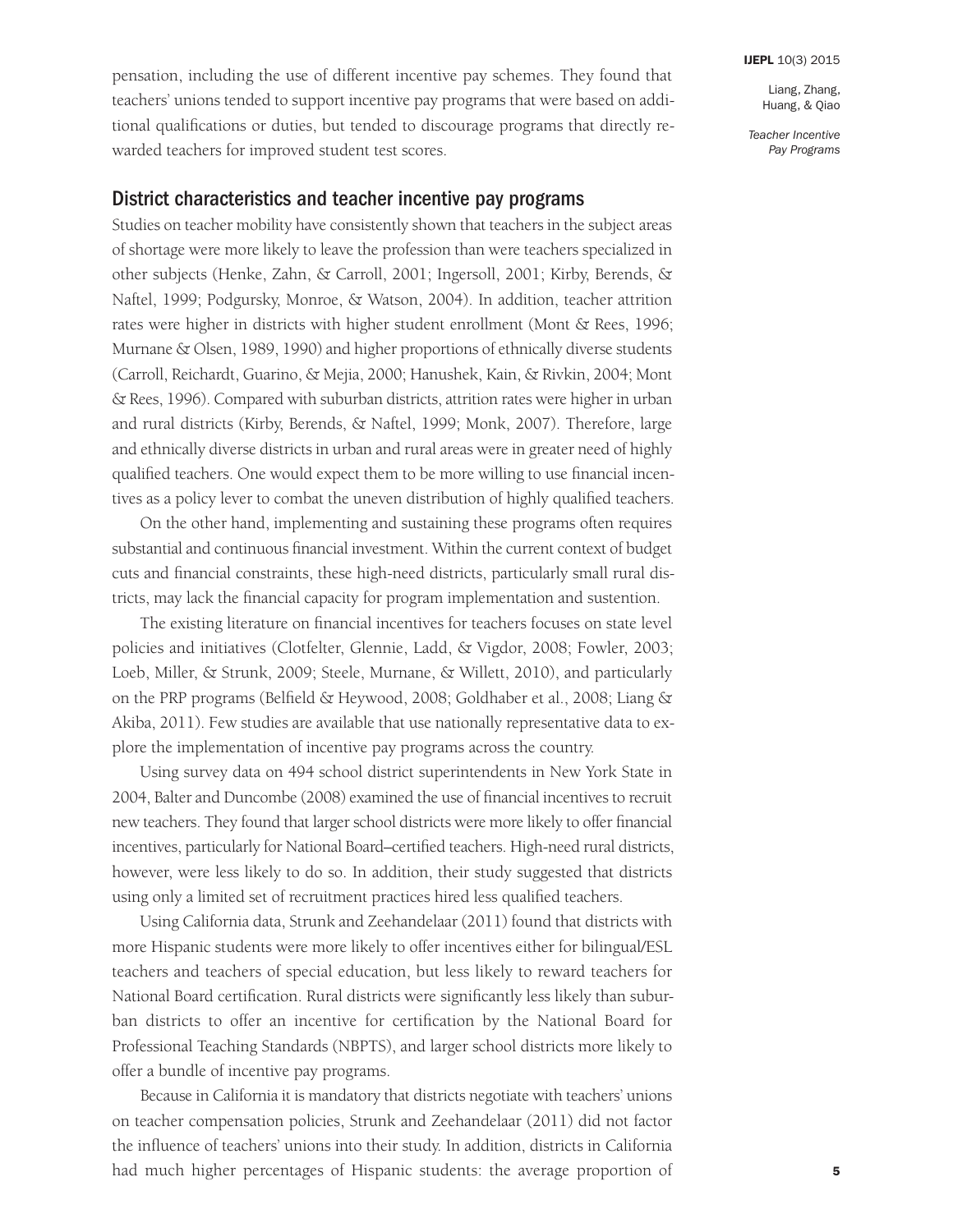pensation, including the use of different incentive pay schemes. They found that teachers' unions tended to support incentive pay programs that were based on additional qualifications or duties, but tended to discourage programs that directly rewarded teachers for improved student test scores.

## District characteristics and teacher incentive pay programs

Studies on teacher mobility have consistently shown that teachers in the subject areas of shortage were more likely to leave the profession than were teachers specialized in other subjects (Henke, Zahn, & Carroll, 2001; Ingersoll, 2001; Kirby, Berends, & Naftel, 1999; Podgursky, Monroe, & Watson, 2004). In addition, teacher attrition rates were higher in districts with higher student enrollment (Mont & Rees, 1996; Murnane & Olsen, 1989, 1990) and higher proportions of ethnically diverse students (Carroll, Reichardt, Guarino, & Mejia, 2000; Hanushek, Kain, & Rivkin, 2004; Mont & Rees, 1996). Compared with suburban districts, attrition rates were higher in urban and rural districts (Kirby, Berends, & Naftel, 1999; Monk, 2007). Therefore, large and ethnically diverse districts in urban and rural areas were in greater need of highly qualified teachers. One would expect them to be more willing to use financial incentives as a policy lever to combat the uneven distribution of highly qualified teachers.

On the other hand, implementing and sustaining these programs often requires substantial and continuous financial investment. Within the current context of budget cuts and financial constraints, these high-need districts, particularly small rural districts, may lack the financial capacity for program implementation and sustention.

The existing literature on financial incentives for teachers focuses on state level policies and initiatives (Clotfelter, Glennie, Ladd, & Vigdor, 2008; Fowler, 2003; Loeb, Miller, & Strunk, 2009; Steele, Murnane, & Willett, 2010), and particularly on the PRP programs (Belfield & Heywood, 2008; Goldhaber et al., 2008; Liang & Akiba, 2011). Few studies are available that use nationally representative data to explore the implementation of incentive pay programs across the country.

Using survey data on 494 school district superintendents in New York State in 2004, Balter and Duncombe (2008) examined the use of financial incentives to recruit new teachers. They found that larger school districts were more likely to offer financial incentives, particularly for National Board–certified teachers. High-need rural districts, however, were less likely to do so. In addition, their study suggested that districts using only a limited set of recruitment practices hired less qualified teachers.

Using California data, Strunk and Zeehandelaar (2011) found that districts with more Hispanic students were more likely to offer incentives either for bilingual/ESL teachers and teachers of special education, but less likely to reward teachers for National Board certification. Rural districts were significantly less likely than suburban districts to offer an incentive for certification by the National Board for Professional Teaching Standards (NBPTS), and larger school districts more likely to offer a bundle of incentive pay programs.

Because in California it is mandatory that districts negotiate with teachers' unions on teacher compensation policies, Strunk and Zeehandelaar (2011) did not factor the influence of teachers' unions into their study. In addition, districts in California had much higher percentages of Hispanic students: the average proportion of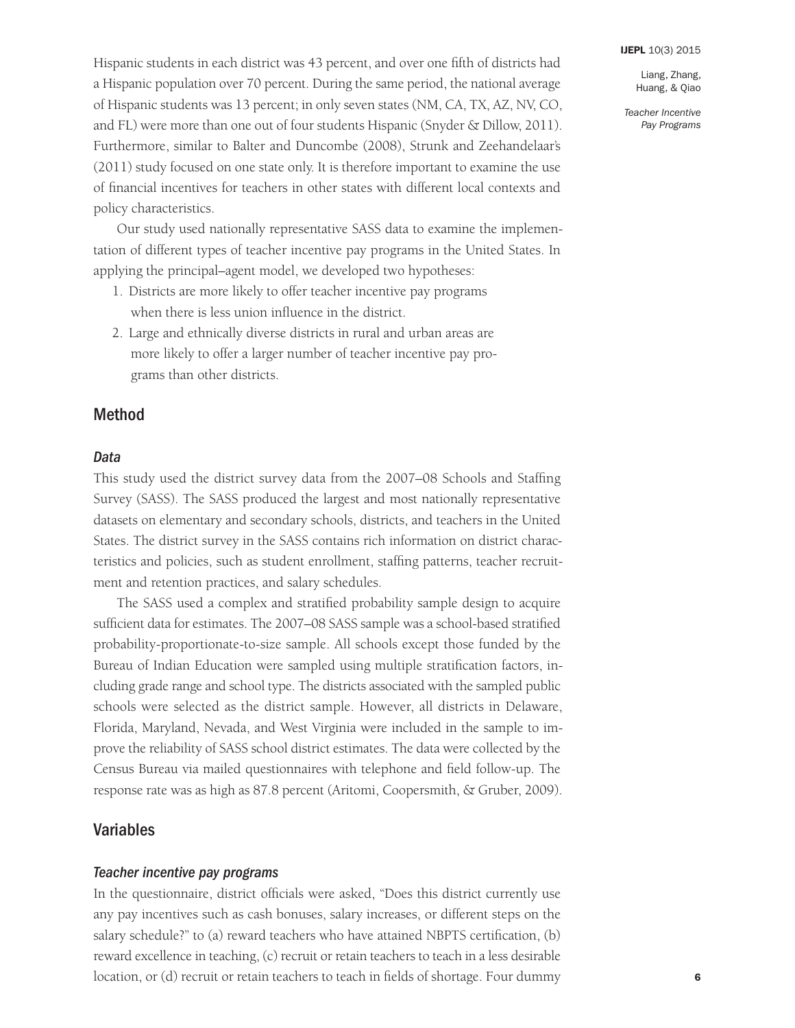Hispanic students in each district was 43 percent, and over one fifth of districts had a Hispanic population over 70 percent. During the same period, the national average of Hispanic students was 13 percent; in only seven states (NM, CA, TX, AZ, NV, CO, and FL) were more than one out of four students Hispanic (Snyder & Dillow, 2011). Furthermore, similar to Balter and Duncombe (2008), Strunk and Zeehandelaar's (2011) study focused on one state only. It is therefore important to examine the use of financial incentives for teachers in other states with different local contexts and policy characteristics.

Our study used nationally representative SASS data to examine the implementation of different types of teacher incentive pay programs in the United States. In applying the principal–agent model, we developed two hypotheses:

1. Districts are more likely to offer teacher incentive pay programs when there is less union influence in the district.
2. Large and ethnically diverse districts in rural and urban areas are more likely to offer a larger number of teacher incentive pay programs than other districts.

## Method

### *Data*

This study used the district survey data from the 2007–08 Schools and Staffing Survey (SASS). The SASS produced the largest and most nationally representative datasets on elementary and secondary schools, districts, and teachers in the United States. The district survey in the SASS contains rich information on district characteristics and policies, such as student enrollment, staffing patterns, teacher recruitment and retention practices, and salary schedules.

The SASS used a complex and stratified probability sample design to acquire sufficient data for estimates. The 2007–08 SASS sample was a school-based stratified probability-proportionate-to-size sample. All schools except those funded by the Bureau of Indian Education were sampled using multiple stratification factors, including grade range and school type. The districts associated with the sampled public schools were selected as the district sample. However, all districts in Delaware, Florida, Maryland, Nevada, and West Virginia were included in the sample to improve the reliability of SASS school district estimates. The data were collected by the Census Bureau via mailed questionnaires with telephone and field follow-up. The response rate was as high as 87.8 percent (Aritomi, Coopersmith, & Gruber, 2009).

## Variables

### *Teacher incentive pay programs*

In the questionnaire, district officials were asked, "Does this district currently use any pay incentives such as cash bonuses, salary increases, or different steps on the salary schedule?" to (a) reward teachers who have attained NBPTS certification, (b) reward excellence in teaching, (c) recruit or retain teachers to teach in a less desirable location, or (d) recruit or retain teachers to teach in fields of shortage. Four dummy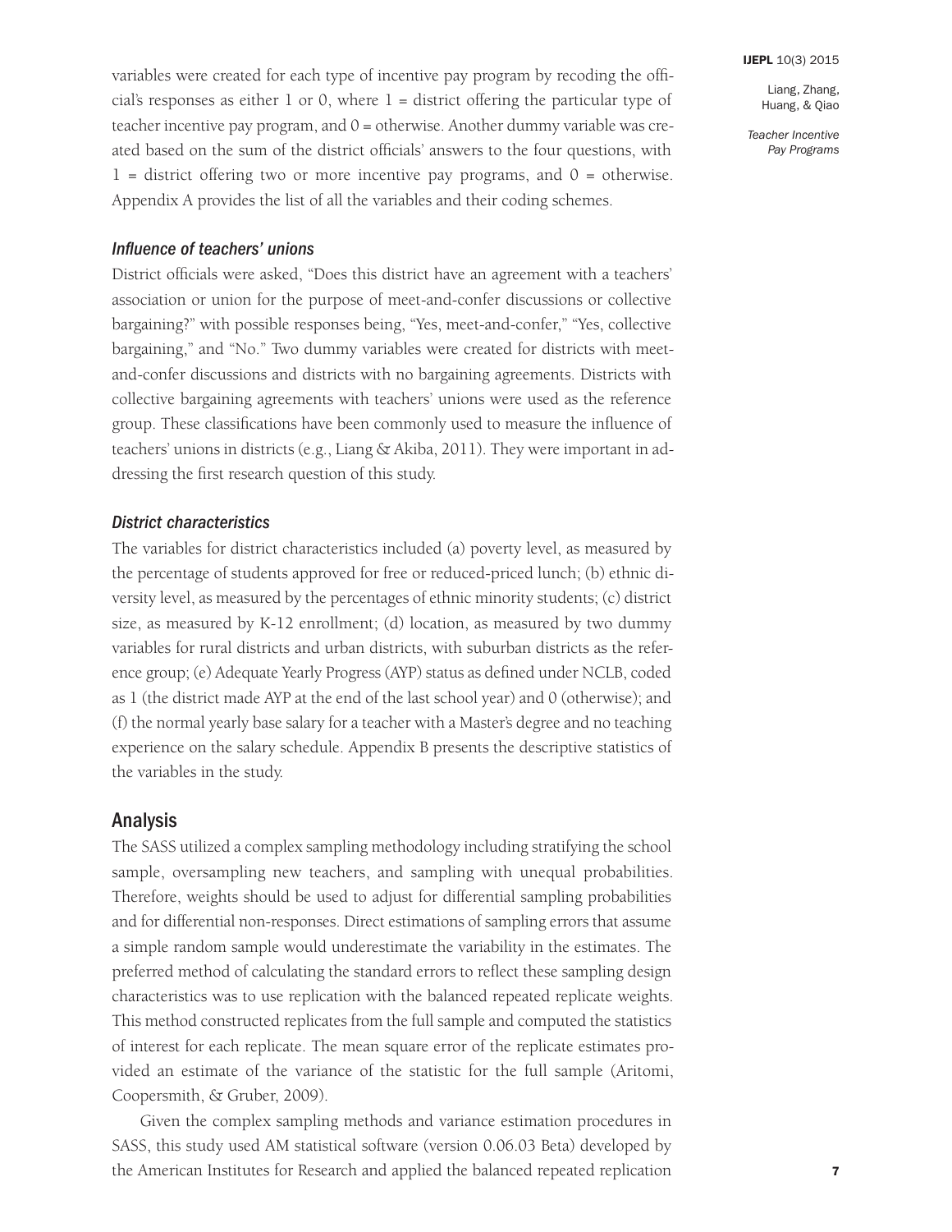variables were created for each type of incentive pay program by recoding the official's responses as either 1 or 0, where 1 = district offering the particular type of teacher incentive pay program, and 0 = otherwise. Another dummy variable was created based on the sum of the district officials' answers to the four questions, with 1 = district offering two or more incentive pay programs, and 0 = otherwise. Appendix A provides the list of all the variables and their coding schemes.

### *Influence of teachers' unions*

District officials were asked, "Does this district have an agreement with a teachers' association or union for the purpose of meet-and-confer discussions or collective bargaining?" with possible responses being, "Yes, meet-and-confer," "Yes, collective bargaining," and "No." Two dummy variables were created for districts with meet-and-confer discussions and districts with no bargaining agreements. Districts with collective bargaining agreements with teachers' unions were used as the reference group. These classifications have been commonly used to measure the influence of teachers' unions in districts (e.g., Liang & Akiba, 2011). They were important in addressing the first research question of this study.

### *District characteristics*

The variables for district characteristics included (a) poverty level, as measured by the percentage of students approved for free or reduced-priced lunch; (b) ethnic diversity level, as measured by the percentages of ethnic minority students; (c) district size, as measured by K-12 enrollment; (d) location, as measured by two dummy variables for rural districts and urban districts, with suburban districts as the reference group; (e) Adequate Yearly Progress (AYP) status as defined under NCLB, coded as 1 (the district made AYP at the end of the last school year) and 0 (otherwise); and (f) the normal yearly base salary for a teacher with a Master's degree and no teaching experience on the salary schedule. Appendix B presents the descriptive statistics of the variables in the study.

## Analysis

The SASS utilized a complex sampling methodology including stratifying the school sample, oversampling new teachers, and sampling with unequal probabilities. Therefore, weights should be used to adjust for differential sampling probabilities and for differential non-responses. Direct estimations of sampling errors that assume a simple random sample would underestimate the variability in the estimates. The preferred method of calculating the standard errors to reflect these sampling design characteristics was to use replication with the balanced repeated replicate weights. This method constructed replicates from the full sample and computed the statistics of interest for each replicate. The mean square error of the replicate estimates provided an estimate of the variance of the statistic for the full sample (Aritomi, Coopersmith, & Gruber, 2009).

Given the complex sampling methods and variance estimation procedures in SASS, this study used AM statistical software (version 0.06.03 Beta) developed by the American Institutes for Research and applied the balanced repeated replication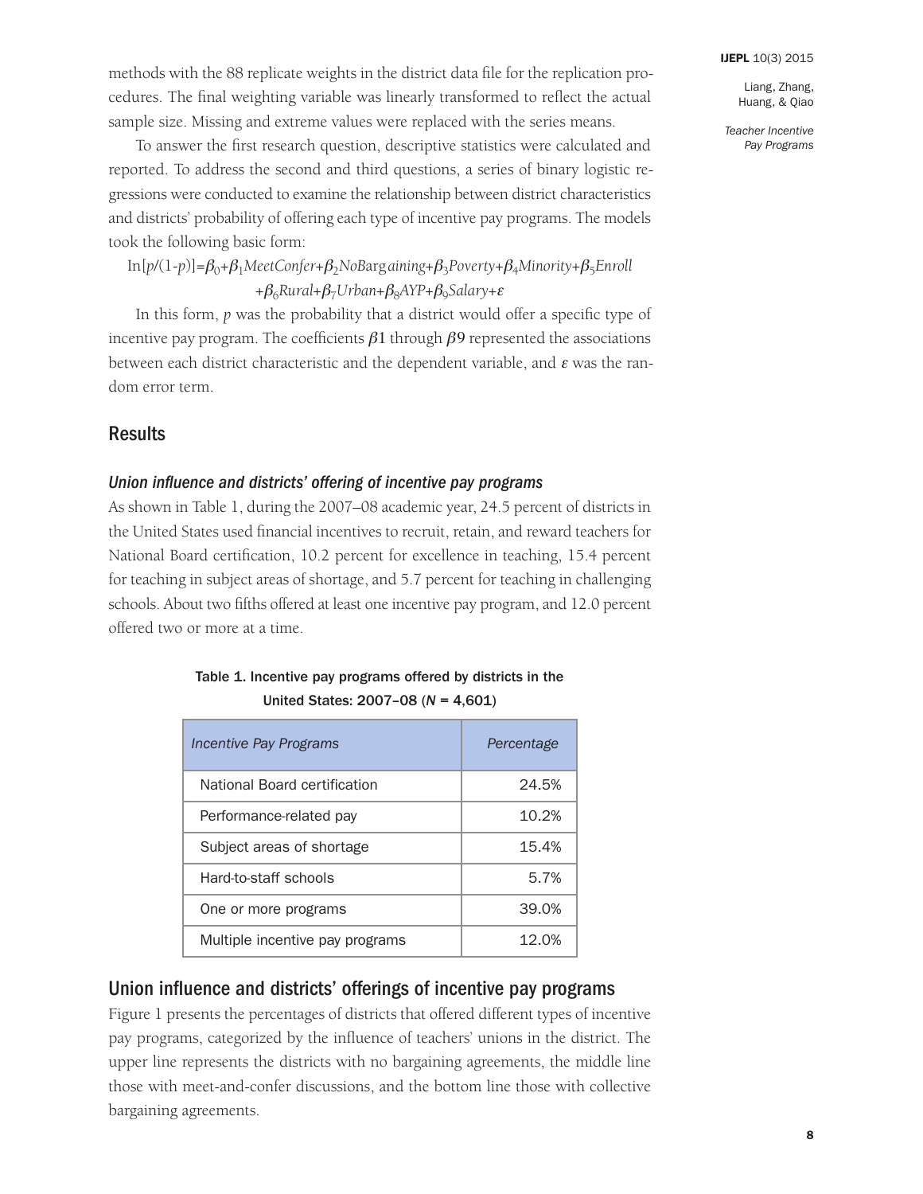methods with the 88 replicate weights in the district data file for the replication procedures. The final weighting variable was linearly transformed to reflect the actual sample size. Missing and extreme values were replaced with the series means.

To answer the first research question, descriptive statistics were calculated and reported. To address the second and third questions, a series of binary logistic regressions were conducted to examine the relationship between district characteristics and districts' probability of offering each type of incentive pay programs. The models took the following basic form:

$$\ln[p/(1-p)]=\beta_0+\beta_1 MeetConfer+\beta_2 NoBargaining+\beta_3 Poverty+\beta_4 Minority+\beta_5 Enroll +\beta_6 Rural+\beta_7 Urban+\beta_8 AYP+\beta_9 Salary+\varepsilon$$

In this form, $p$ was the probability that a district would offer a specific type of incentive pay program. The coefficients $\beta 1$ through $\beta 9$ represented the associations between each district characteristic and the dependent variable, and $\varepsilon$ was the random error term.

## Results

### *Union influence and districts' offering of incentive pay programs*

As shown in Table 1, during the 2007–08 academic year, 24.5 percent of districts in the United States used financial incentives to recruit, retain, and reward teachers for National Board certification, 10.2 percent for excellence in teaching, 15.4 percent for teaching in subject areas of shortage, and 5.7 percent for teaching in challenging schools. About two fifths offered at least one incentive pay program, and 12.0 percent offered two or more at a time.

**Table 1. Incentive pay programs offered by districts in the United States: 2007–08 ($N$ = 4,601)**

| *Incentive Pay Programs* | *Percentage* |
|---|---|
| National Board certification | 24.5% |
| Performance-related pay | 10.2% |
| Subject areas of shortage | 15.4% |
| Hard-to-staff schools | 5.7% |
| One or more programs | 39.0% |
| Multiple incentive pay programs | 12.0% |

## Union influence and districts' offerings of incentive pay programs

Figure 1 presents the percentages of districts that offered different types of incentive pay programs, categorized by the influence of teachers' unions in the district. The upper line represents the districts with no bargaining agreements, the middle line those with meet-and-confer discussions, and the bottom line those with collective bargaining agreements.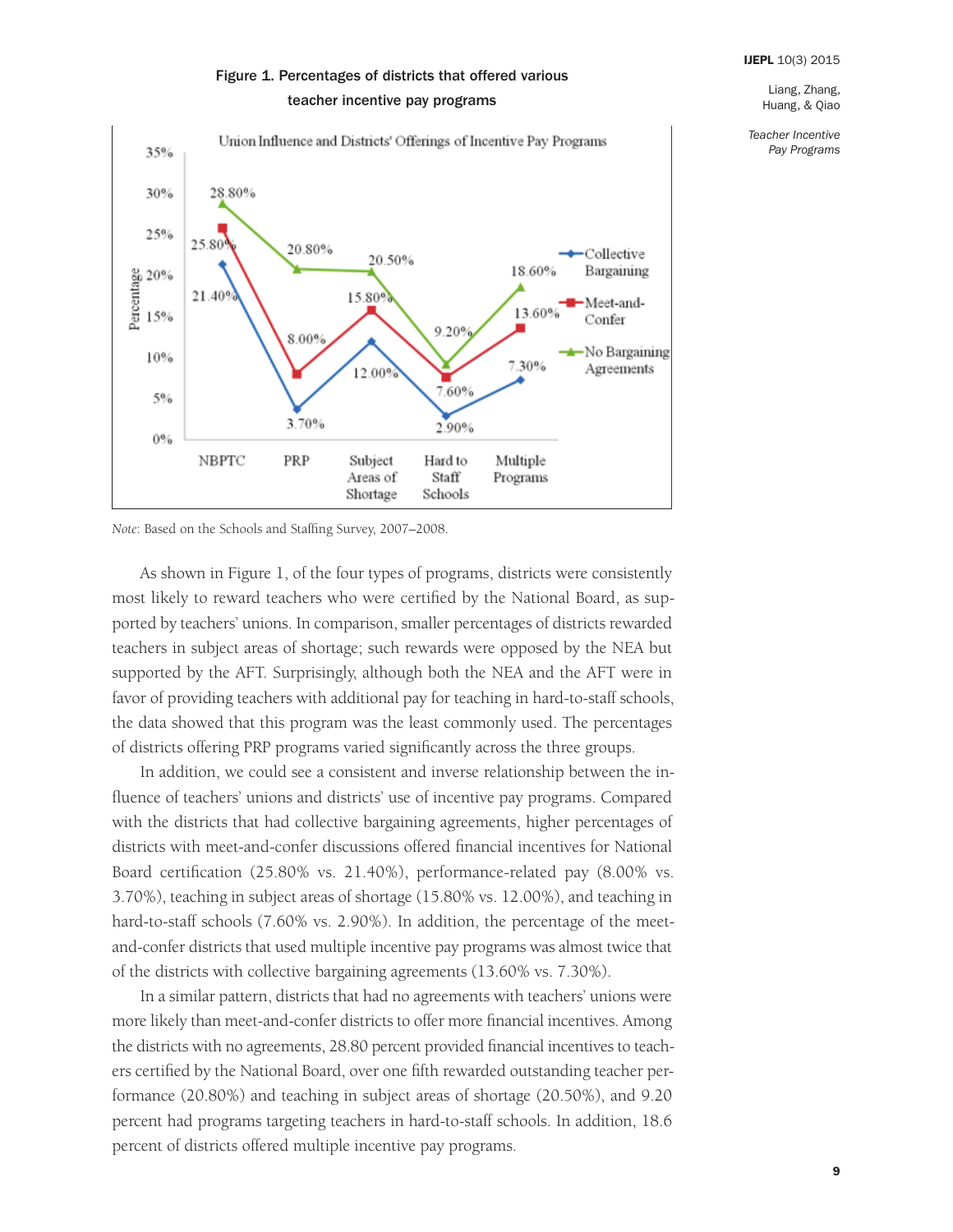Figure 1. Percentages of districts that offered various teacher incentive pay programs

*Note*: Based on the Schools and Staffing Survey, 2007–2008.

As shown in Figure 1, of the four types of programs, districts were consistently most likely to reward teachers who were certified by the National Board, as supported by teachers' unions. In comparison, smaller percentages of districts rewarded teachers in subject areas of shortage; such rewards were opposed by the NEA but supported by the AFT. Surprisingly, although both the NEA and the AFT were in favor of providing teachers with additional pay for teaching in hard-to-staff schools, the data showed that this program was the least commonly used. The percentages of districts offering PRP programs varied significantly across the three groups.

In addition, we could see a consistent and inverse relationship between the influence of teachers' unions and districts' use of incentive pay programs. Compared with the districts that had collective bargaining agreements, higher percentages of districts with meet-and-confer discussions offered financial incentives for National Board certification (25.80% vs. 21.40%), performance-related pay (8.00% vs. 3.70%), teaching in subject areas of shortage (15.80% vs. 12.00%), and teaching in hard-to-staff schools (7.60% vs. 2.90%). In addition, the percentage of the meet-and-confer districts that used multiple incentive pay programs was almost twice that of the districts with collective bargaining agreements (13.60% vs. 7.30%).

In a similar pattern, districts that had no agreements with teachers' unions were more likely than meet-and-confer districts to offer more financial incentives. Among the districts with no agreements, 28.80 percent provided financial incentives to teachers certified by the National Board, over one fifth rewarded outstanding teacher performance (20.80%) and teaching in subject areas of shortage (20.50%), and 9.20 percent had programs targeting teachers in hard-to-staff schools. In addition, 18.6 percent of districts offered multiple incentive pay programs.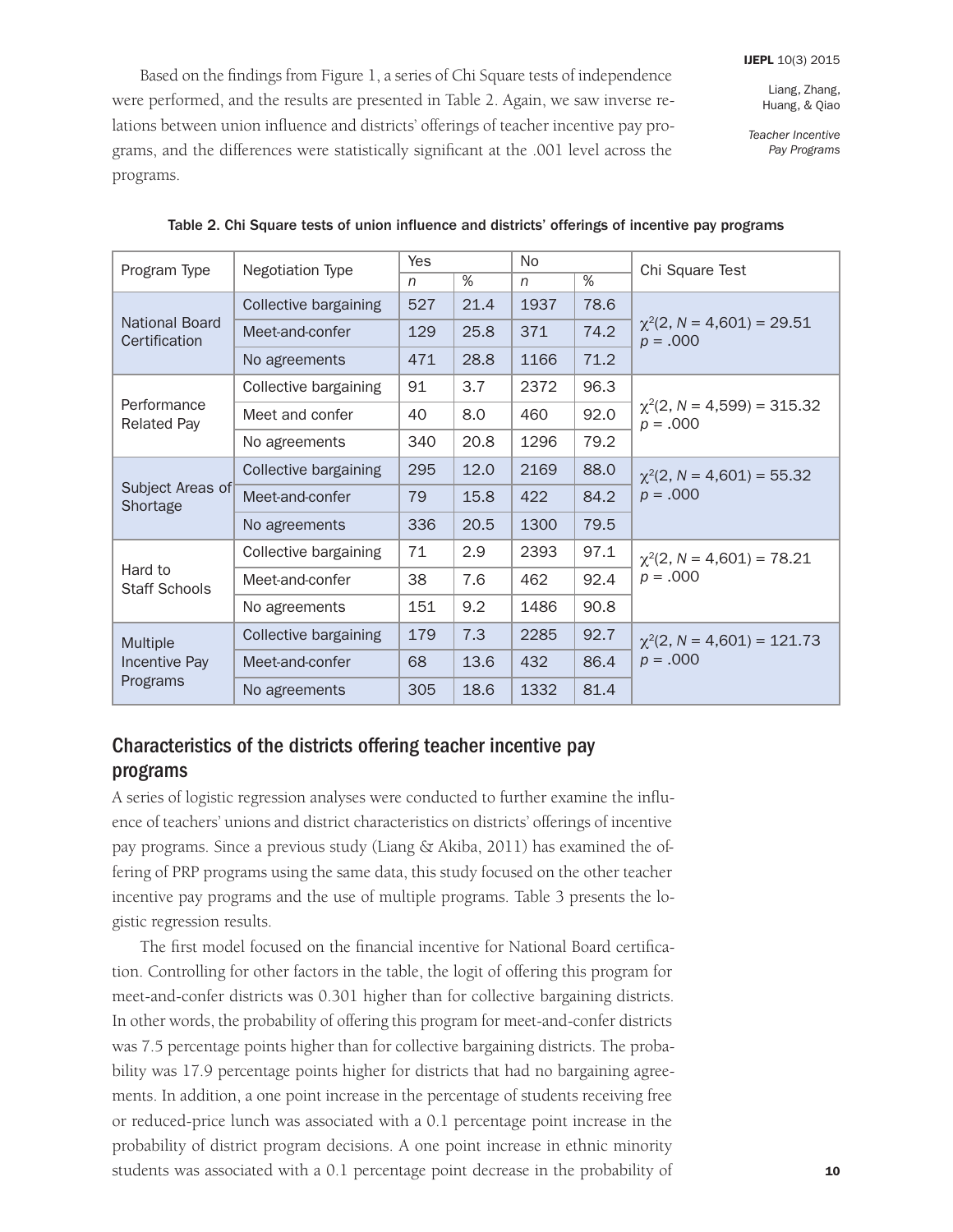Based on the findings from Figure 1, a series of Chi Square tests of independence were performed, and the results are presented in Table 2. Again, we saw inverse relations between union influence and districts' offerings of teacher incentive pay programs, and the differences were statistically significant at the .001 level across the programs.

Table 2. Chi Square tests of union influence and districts' offerings of incentive pay programs

| Program Type | Negotiation Type | Yes | | No | | Chi Square Test |
|---|---|---|---|---|---|---|
| | | *n* | % | *n* | % | |
| National Board Certification | Collective bargaining | 527 | 21.4 | 1937 | 78.6 | $\chi^2(2, N = 4{,}601) = 29.51$ $p = .000$ |
| | Meet-and-confer | 129 | 25.8 | 371 | 74.2 | |
| | No agreements | 471 | 28.8 | 1166 | 71.2 | |
| Performance Related Pay | Collective bargaining | 91 | 3.7 | 2372 | 96.3 | $\chi^2(2, N = 4{,}599) = 315.32$ $p = .000$ |
| | Meet and confer | 40 | 8.0 | 460 | 92.0 | |
| | No agreements | 340 | 20.8 | 1296 | 79.2 | |
| Subject Areas of Shortage | Collective bargaining | 295 | 12.0 | 2169 | 88.0 | $\chi^2(2, N = 4{,}601) = 55.32$ $p = .000$ |
| | Meet-and-confer | 79 | 15.8 | 422 | 84.2 | |
| | No agreements | 336 | 20.5 | 1300 | 79.5 | |
| Hard to Staff Schools | Collective bargaining | 71 | 2.9 | 2393 | 97.1 | $\chi^2(2, N = 4{,}601) = 78.21$ $p = .000$ |
| | Meet-and-confer | 38 | 7.6 | 462 | 92.4 | |
| | No agreements | 151 | 9.2 | 1486 | 90.8 | |
| Multiple Incentive Pay Programs | Collective bargaining | 179 | 7.3 | 2285 | 92.7 | $\chi^2(2, N = 4{,}601) = 121.73$ $p = .000$ |
| | Meet-and-confer | 68 | 13.6 | 432 | 86.4 | |
| | No agreements | 305 | 18.6 | 1332 | 81.4 | |

## Characteristics of the districts offering teacher incentive pay programs

A series of logistic regression analyses were conducted to further examine the influence of teachers' unions and district characteristics on districts' offerings of incentive pay programs. Since a previous study (Liang & Akiba, 2011) has examined the offering of PRP programs using the same data, this study focused on the other teacher incentive pay programs and the use of multiple programs. Table 3 presents the logistic regression results.

The first model focused on the financial incentive for National Board certification. Controlling for other factors in the table, the logit of offering this program for meet-and-confer districts was 0.301 higher than for collective bargaining districts. In other words, the probability of offering this program for meet-and-confer districts was 7.5 percentage points higher than for collective bargaining districts. The probability was 17.9 percentage points higher for districts that had no bargaining agreements. In addition, a one point increase in the percentage of students receiving free or reduced-price lunch was associated with a 0.1 percentage point increase in the probability of district program decisions. A one point increase in ethnic minority students was associated with a 0.1 percentage point decrease in the probability of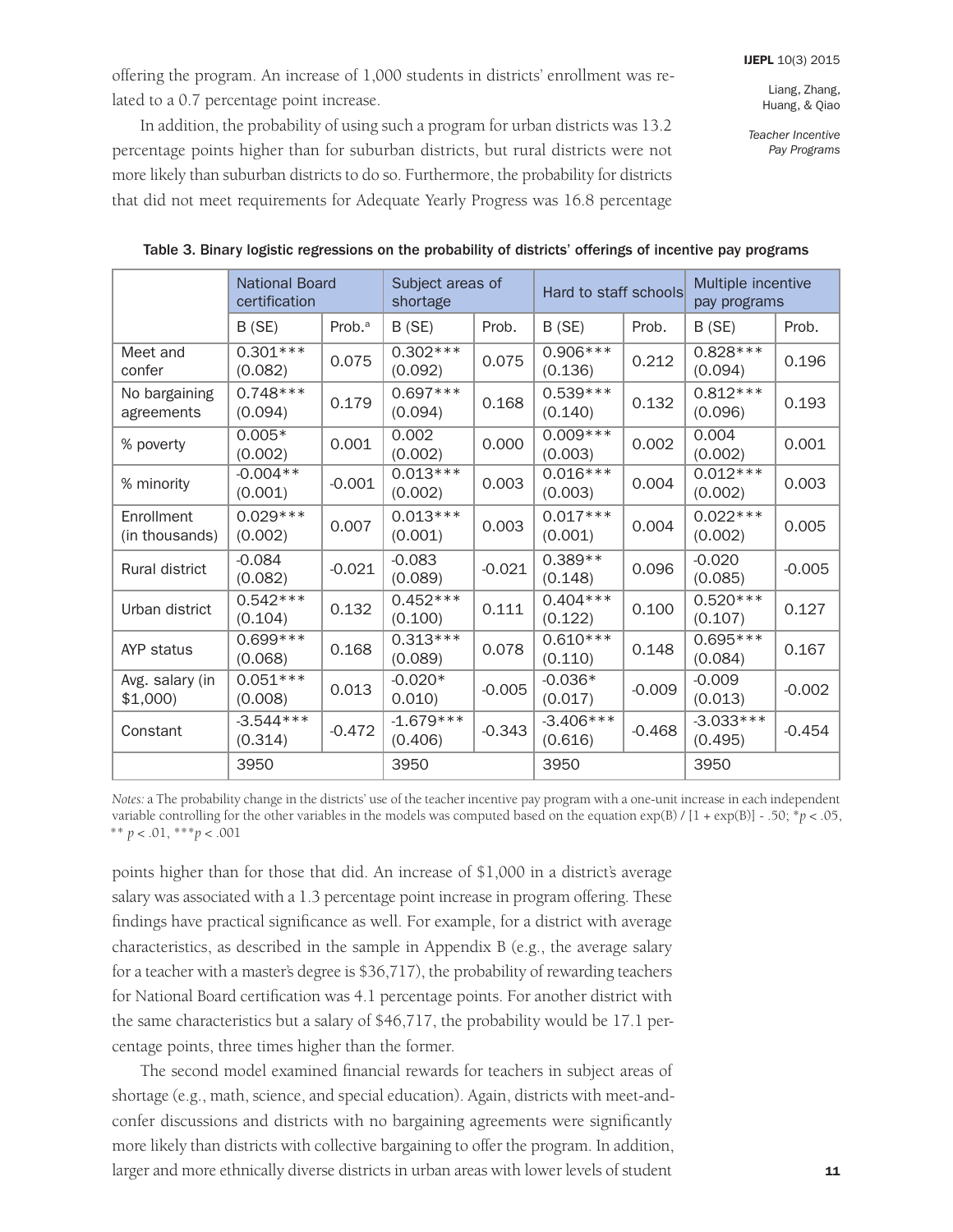offering the program. An increase of 1,000 students in districts' enrollment was related to a 0.7 percentage point increase.

In addition, the probability of using such a program for urban districts was 13.2 percentage points higher than for suburban districts, but rural districts were not more likely than suburban districts to do so. Furthermore, the probability for districts that did not meet requirements for Adequate Yearly Progress was 16.8 percentage

**Table 3. Binary logistic regressions on the probability of districts' offerings of incentive pay programs**

| | National Board certification | | Subject areas of shortage | | Hard to staff schools | | Multiple incentive pay programs | |
|---|---|---|---|---|---|---|---|---|
| | B (SE) | Prob.[a] | B (SE) | Prob. | B (SE) | Prob. | B (SE) | Prob. |
| Meet and confer | 0.301*** (0.082) | 0.075 | 0.302*** (0.092) | 0.075 | 0.906*** (0.136) | 0.212 | 0.828*** (0.094) | 0.196 |
| No bargaining agreements | 0.748*** (0.094) | 0.179 | 0.697*** (0.094) | 0.168 | 0.539*** (0.140) | 0.132 | 0.812*** (0.096) | 0.193 |
| % poverty | 0.005* (0.002) | 0.001 | 0.002 (0.002) | 0.000 | 0.009*** (0.003) | 0.002 | 0.004 (0.002) | 0.001 |
| % minority | -0.004** (0.001) | -0.001 | 0.013*** (0.002) | 0.003 | 0.016*** (0.003) | 0.004 | 0.012*** (0.002) | 0.003 |
| Enrollment (in thousands) | 0.029*** (0.002) | 0.007 | 0.013*** (0.001) | 0.003 | 0.017*** (0.001) | 0.004 | 0.022*** (0.002) | 0.005 |
| Rural district | -0.084 (0.082) | -0.021 | -0.083 (0.089) | -0.021 | 0.389** (0.148) | 0.096 | -0.020 (0.085) | -0.005 |
| Urban district | 0.542*** (0.104) | 0.132 | 0.452*** (0.100) | 0.111 | 0.404*** (0.122) | 0.100 | 0.520*** (0.107) | 0.127 |
| AYP status | 0.699*** (0.068) | 0.168 | 0.313*** (0.089) | 0.078 | 0.610*** (0.110) | 0.148 | 0.695*** (0.084) | 0.167 |
| Avg. salary (in $1,000) | 0.051*** (0.008) | 0.013 | -0.020* 0.010) | -0.005 | -0.036* (0.017) | -0.009 | -0.009 (0.013) | -0.002 |
| Constant | -3.544*** (0.314) | -0.472 | -1.679*** (0.406) | -0.343 | -3.406*** (0.616) | -0.468 | -3.033*** (0.495) | -0.454 |
| | 3950 | | 3950 | | 3950 | | 3950 | |

*Notes:* a The probability change in the districts' use of the teacher incentive pay program with a one-unit increase in each independent variable controlling for the other variables in the models was computed based on the equation exp(B) / [1 + exp(B)] - .50; *$p < .05$, ** $p < .01$, ***$p < .001$

points higher than for those that did. An increase of $1,000 in a district's average salary was associated with a 1.3 percentage point increase in program offering. These findings have practical significance as well. For example, for a district with average characteristics, as described in the sample in Appendix B (e.g., the average salary for a teacher with a master's degree is $36,717), the probability of rewarding teachers for National Board certification was 4.1 percentage points. For another district with the same characteristics but a salary of $46,717, the probability would be 17.1 percentage points, three times higher than the former.

The second model examined financial rewards for teachers in subject areas of shortage (e.g., math, science, and special education). Again, districts with meet-and-confer discussions and districts with no bargaining agreements were significantly more likely than districts with collective bargaining to offer the program. In addition, larger and more ethnically diverse districts in urban areas with lower levels of student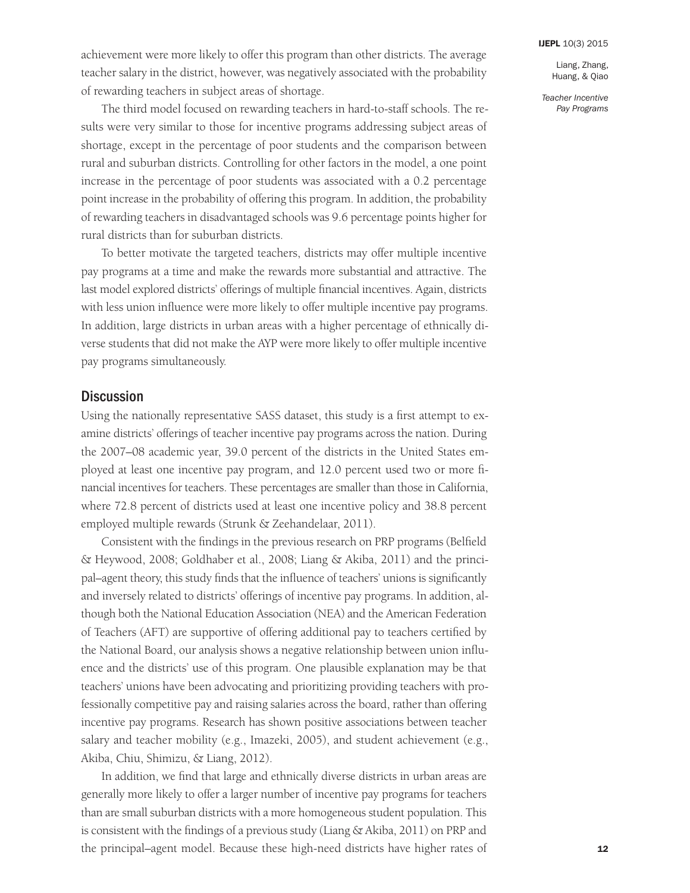achievement were more likely to offer this program than other districts. The average teacher salary in the district, however, was negatively associated with the probability of rewarding teachers in subject areas of shortage.

The third model focused on rewarding teachers in hard-to-staff schools. The results were very similar to those for incentive programs addressing subject areas of shortage, except in the percentage of poor students and the comparison between rural and suburban districts. Controlling for other factors in the model, a one point increase in the percentage of poor students was associated with a 0.2 percentage point increase in the probability of offering this program. In addition, the probability of rewarding teachers in disadvantaged schools was 9.6 percentage points higher for rural districts than for suburban districts.

To better motivate the targeted teachers, districts may offer multiple incentive pay programs at a time and make the rewards more substantial and attractive. The last model explored districts' offerings of multiple financial incentives. Again, districts with less union influence were more likely to offer multiple incentive pay programs. In addition, large districts in urban areas with a higher percentage of ethnically diverse students that did not make the AYP were more likely to offer multiple incentive pay programs simultaneously.

## Discussion

Using the nationally representative SASS dataset, this study is a first attempt to examine districts' offerings of teacher incentive pay programs across the nation. During the 2007–08 academic year, 39.0 percent of the districts in the United States employed at least one incentive pay program, and 12.0 percent used two or more financial incentives for teachers. These percentages are smaller than those in California, where 72.8 percent of districts used at least one incentive policy and 38.8 percent employed multiple rewards (Strunk & Zeehandelaar, 2011).

Consistent with the findings in the previous research on PRP programs (Belfield & Heywood, 2008; Goldhaber et al., 2008; Liang & Akiba, 2011) and the principal–agent theory, this study finds that the influence of teachers' unions is significantly and inversely related to districts' offerings of incentive pay programs. In addition, although both the National Education Association (NEA) and the American Federation of Teachers (AFT) are supportive of offering additional pay to teachers certified by the National Board, our analysis shows a negative relationship between union influence and the districts' use of this program. One plausible explanation may be that teachers' unions have been advocating and prioritizing providing teachers with professionally competitive pay and raising salaries across the board, rather than offering incentive pay programs. Research has shown positive associations between teacher salary and teacher mobility (e.g., Imazeki, 2005), and student achievement (e.g., Akiba, Chiu, Shimizu, & Liang, 2012).

In addition, we find that large and ethnically diverse districts in urban areas are generally more likely to offer a larger number of incentive pay programs for teachers than are small suburban districts with a more homogeneous student population. This is consistent with the findings of a previous study (Liang & Akiba, 2011) on PRP and the principal–agent model. Because these high-need districts have higher rates of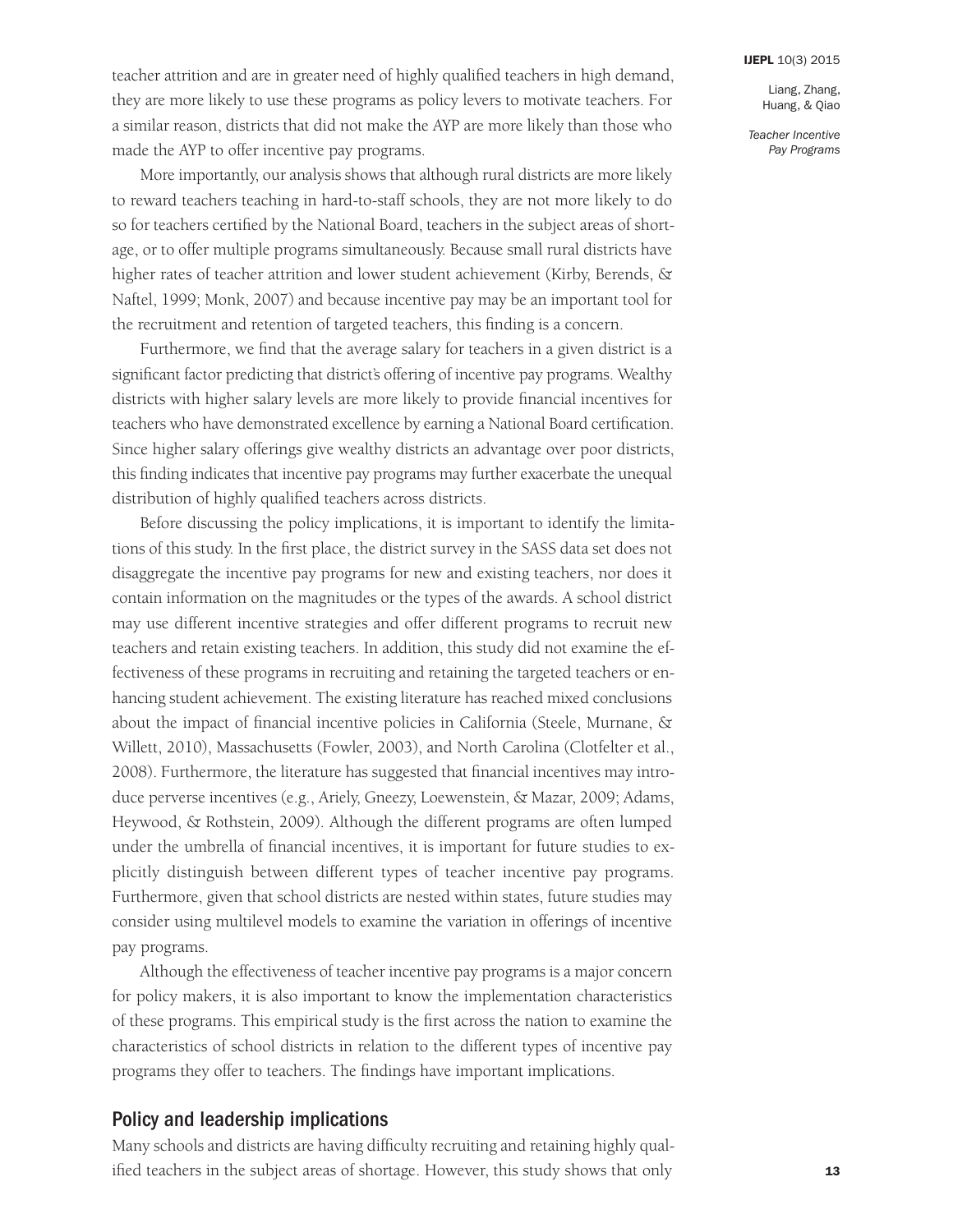teacher attrition and are in greater need of highly qualified teachers in high demand, they are more likely to use these programs as policy levers to motivate teachers. For a similar reason, districts that did not make the AYP are more likely than those who made the AYP to offer incentive pay programs.

More importantly, our analysis shows that although rural districts are more likely to reward teachers teaching in hard-to-staff schools, they are not more likely to do so for teachers certified by the National Board, teachers in the subject areas of shortage, or to offer multiple programs simultaneously. Because small rural districts have higher rates of teacher attrition and lower student achievement (Kirby, Berends, & Naftel, 1999; Monk, 2007) and because incentive pay may be an important tool for the recruitment and retention of targeted teachers, this finding is a concern.

Furthermore, we find that the average salary for teachers in a given district is a significant factor predicting that district's offering of incentive pay programs. Wealthy districts with higher salary levels are more likely to provide financial incentives for teachers who have demonstrated excellence by earning a National Board certification. Since higher salary offerings give wealthy districts an advantage over poor districts, this finding indicates that incentive pay programs may further exacerbate the unequal distribution of highly qualified teachers across districts.

Before discussing the policy implications, it is important to identify the limitations of this study. In the first place, the district survey in the SASS data set does not disaggregate the incentive pay programs for new and existing teachers, nor does it contain information on the magnitudes or the types of the awards. A school district may use different incentive strategies and offer different programs to recruit new teachers and retain existing teachers. In addition, this study did not examine the effectiveness of these programs in recruiting and retaining the targeted teachers or enhancing student achievement. The existing literature has reached mixed conclusions about the impact of financial incentive policies in California (Steele, Murnane, & Willett, 2010), Massachusetts (Fowler, 2003), and North Carolina (Clotfelter et al., 2008). Furthermore, the literature has suggested that financial incentives may introduce perverse incentives (e.g., Ariely, Gneezy, Loewenstein, & Mazar, 2009; Adams, Heywood, & Rothstein, 2009). Although the different programs are often lumped under the umbrella of financial incentives, it is important for future studies to explicitly distinguish between different types of teacher incentive pay programs. Furthermore, given that school districts are nested within states, future studies may consider using multilevel models to examine the variation in offerings of incentive pay programs.

Although the effectiveness of teacher incentive pay programs is a major concern for policy makers, it is also important to know the implementation characteristics of these programs. This empirical study is the first across the nation to examine the characteristics of school districts in relation to the different types of incentive pay programs they offer to teachers. The findings have important implications.

## Policy and leadership implications

Many schools and districts are having difficulty recruiting and retaining highly qualified teachers in the subject areas of shortage. However, this study shows that only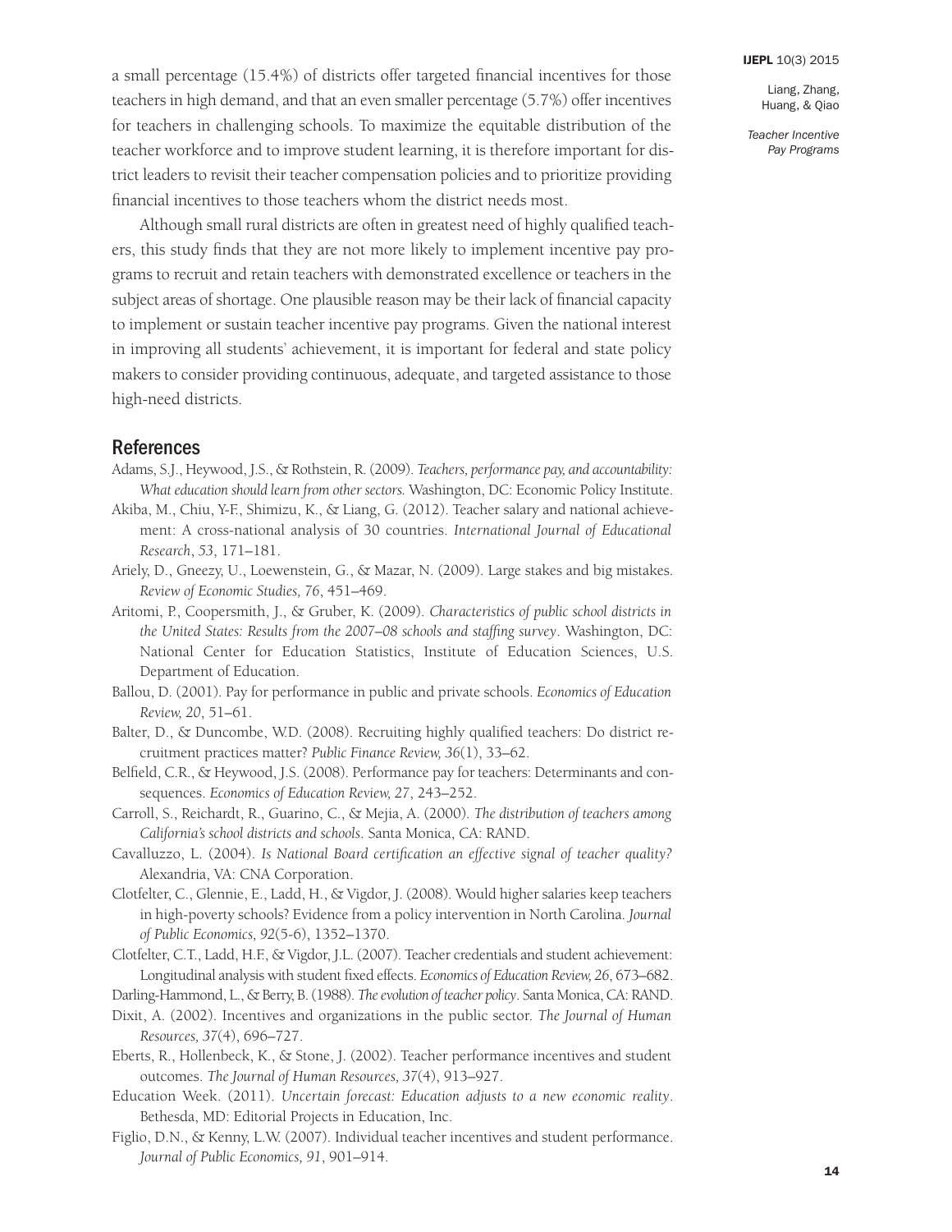a small percentage (15.4%) of districts offer targeted financial incentives for those teachers in high demand, and that an even smaller percentage (5.7%) offer incentives for teachers in challenging schools. To maximize the equitable distribution of the teacher workforce and to improve student learning, it is therefore important for district leaders to revisit their teacher compensation policies and to prioritize providing financial incentives to those teachers whom the district needs most.

Although small rural districts are often in greatest need of highly qualified teachers, this study finds that they are not more likely to implement incentive pay programs to recruit and retain teachers with demonstrated excellence or teachers in the subject areas of shortage. One plausible reason may be their lack of financial capacity to implement or sustain teacher incentive pay programs. Given the national interest in improving all students' achievement, it is important for federal and state policy makers to consider providing continuous, adequate, and targeted assistance to those high-need districts.

## References

Adams, S.J., Heywood, J.S., & Rothstein, R. (2009). *Teachers, performance pay, and accountability: What education should learn from other sectors.* Washington, DC: Economic Policy Institute.

Akiba, M., Chiu, Y-F., Shimizu, K., & Liang, G. (2012). Teacher salary and national achievement: A cross-national analysis of 30 countries. *International Journal of Educational Research*, *53*, 171–181.

Ariely, D., Gneezy, U., Loewenstein, G., & Mazar, N. (2009). Large stakes and big mistakes. *Review of Economic Studies, 76*, 451–469.

Aritomi, P., Coopersmith, J., & Gruber, K. (2009). *Characteristics of public school districts in the United States: Results from the 2007–08 schools and staffing survey*. Washington, DC: National Center for Education Statistics, Institute of Education Sciences, U.S. Department of Education.

Ballou, D. (2001). Pay for performance in public and private schools. *Economics of Education Review, 20*, 51–61.

Balter, D., & Duncombe, W.D. (2008). Recruiting highly qualified teachers: Do district recruitment practices matter? *Public Finance Review, 36*(1), 33–62.

Belfield, C.R., & Heywood, J.S. (2008). Performance pay for teachers: Determinants and consequences. *Economics of Education Review, 27*, 243–252.

Carroll, S., Reichardt, R., Guarino, C., & Mejia, A. (2000). *The distribution of teachers among California's school districts and schools*. Santa Monica, CA: RAND.

Cavalluzzo, L. (2004). *Is National Board certification an effective signal of teacher quality?* Alexandria, VA: CNA Corporation.

Clotfelter, C., Glennie, E., Ladd, H., & Vigdor, J. (2008). Would higher salaries keep teachers in high-poverty schools? Evidence from a policy intervention in North Carolina. *Journal of Public Economics, 92*(5-6), 1352–1370.

Clotfelter, C.T., Ladd, H.F., & Vigdor, J.L. (2007). Teacher credentials and student achievement: Longitudinal analysis with student fixed effects. *Economics of Education Review, 26*, 673–682.

Darling-Hammond, L., & Berry, B. (1988). *The evolution of teacher policy*. Santa Monica, CA: RAND.

Dixit, A. (2002). Incentives and organizations in the public sector. *The Journal of Human Resources, 37*(4), 696–727.

Eberts, R., Hollenbeck, K., & Stone, J. (2002). Teacher performance incentives and student outcomes. *The Journal of Human Resources, 37*(4), 913–927.

Education Week. (2011). *Uncertain forecast: Education adjusts to a new economic reality*. Bethesda, MD: Editorial Projects in Education, Inc.

Figlio, D.N., & Kenny, L.W. (2007). Individual teacher incentives and student performance. *Journal of Public Economics, 91*, 901–914.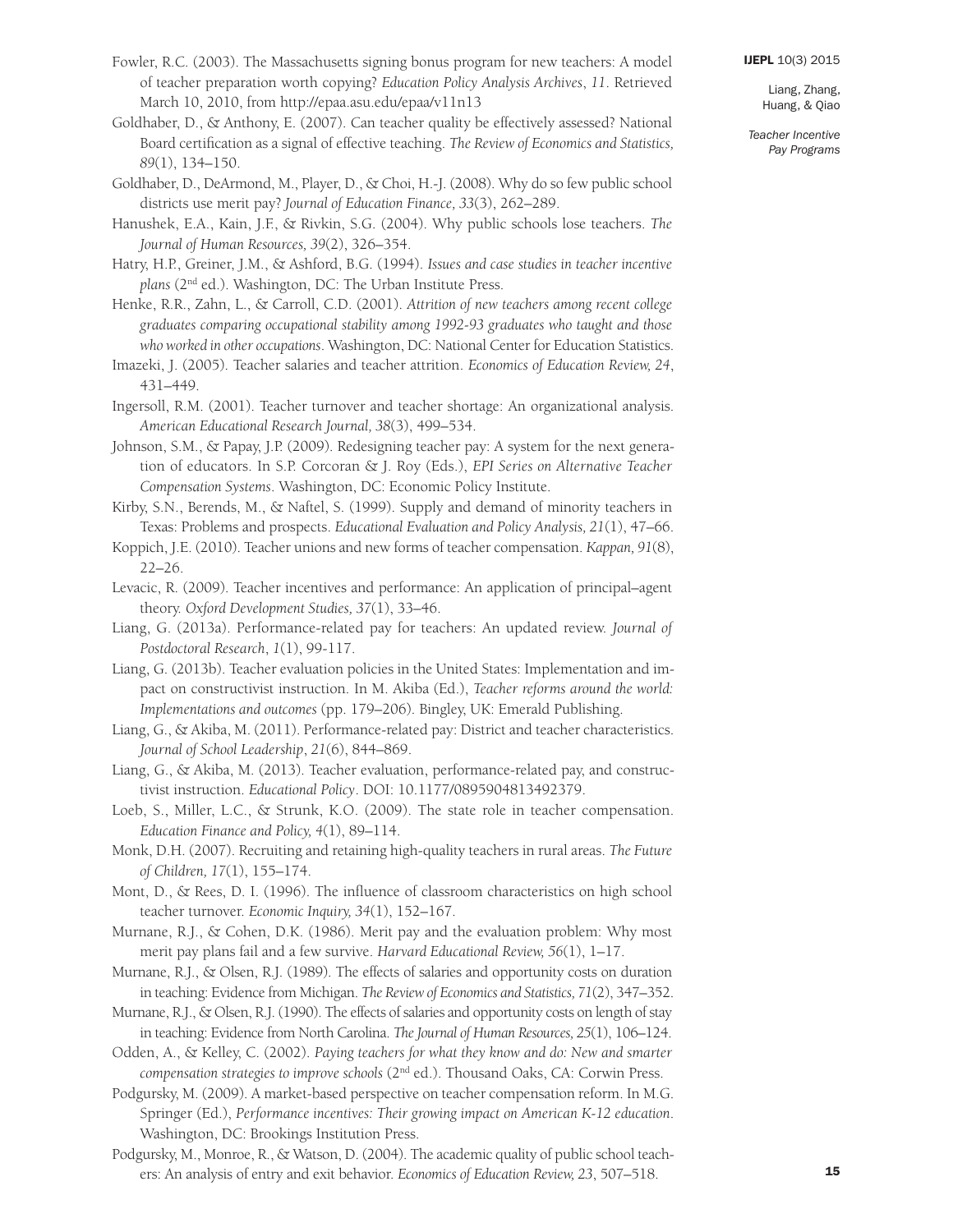Fowler, R.C. (2003). The Massachusetts signing bonus program for new teachers: A model of teacher preparation worth copying? *Education Policy Analysis Archives*, *11*. Retrieved March 10, 2010, from http://epaa.asu.edu/epaa/v11n13

Goldhaber, D., & Anthony, E. (2007). Can teacher quality be effectively assessed? National Board certification as a signal of effective teaching. *The Review of Economics and Statistics, 89*(1), 134–150.

Goldhaber, D., DeArmond, M., Player, D., & Choi, H.-J. (2008). Why do so few public school districts use merit pay? *Journal of Education Finance, 33*(3), 262–289.

Hanushek, E.A., Kain, J.F., & Rivkin, S.G. (2004). Why public schools lose teachers. *The Journal of Human Resources, 39*(2), 326–354.

Hatry, H.P., Greiner, J.M., & Ashford, B.G. (1994). *Issues and case studies in teacher incentive plans* (2nd ed.). Washington, DC: The Urban Institute Press.

Henke, R.R., Zahn, L., & Carroll, C.D. (2001). *Attrition of new teachers among recent college graduates comparing occupational stability among 1992-93 graduates who taught and those who worked in other occupations*. Washington, DC: National Center for Education Statistics.

Imazeki, J. (2005). Teacher salaries and teacher attrition. *Economics of Education Review, 24*, 431–449.

Ingersoll, R.M. (2001). Teacher turnover and teacher shortage: An organizational analysis. *American Educational Research Journal, 38*(3), 499–534.

Johnson, S.M., & Papay, J.P. (2009). Redesigning teacher pay: A system for the next generation of educators. In S.P. Corcoran & J. Roy (Eds.), *EPI Series on Alternative Teacher Compensation Systems*. Washington, DC: Economic Policy Institute.

Kirby, S.N., Berends, M., & Naftel, S. (1999). Supply and demand of minority teachers in Texas: Problems and prospects. *Educational Evaluation and Policy Analysis, 21*(1), 47–66.

Koppich, J.E. (2010). Teacher unions and new forms of teacher compensation. *Kappan, 91*(8), 22–26.

Levacic, R. (2009). Teacher incentives and performance: An application of principal–agent theory. *Oxford Development Studies, 37*(1), 33–46.

Liang, G. (2013a). Performance-related pay for teachers: An updated review. *Journal of Postdoctoral Research*, *1*(1), 99-117.

Liang, G. (2013b). Teacher evaluation policies in the United States: Implementation and impact on constructivist instruction. In M. Akiba (Ed.), *Teacher reforms around the world: Implementations and outcomes* (pp. 179–206). Bingley, UK: Emerald Publishing.

Liang, G., & Akiba, M. (2011). Performance-related pay: District and teacher characteristics. *Journal of School Leadership*, *21*(6), 844–869.

Liang, G., & Akiba, M. (2013). Teacher evaluation, performance-related pay, and constructivist instruction. *Educational Policy*. DOI: 10.1177/0895904813492379.

Loeb, S., Miller, L.C., & Strunk, K.O. (2009). The state role in teacher compensation. *Education Finance and Policy, 4*(1), 89–114.

Monk, D.H. (2007). Recruiting and retaining high-quality teachers in rural areas. *The Future of Children, 17*(1), 155–174.

Mont, D., & Rees, D. I. (1996). The influence of classroom characteristics on high school teacher turnover. *Economic Inquiry, 34*(1), 152–167.

Murnane, R.J., & Cohen, D.K. (1986). Merit pay and the evaluation problem: Why most merit pay plans fail and a few survive. *Harvard Educational Review, 56*(1), 1–17.

Murnane, R.J., & Olsen, R.J. (1989). The effects of salaries and opportunity costs on duration in teaching: Evidence from Michigan. *The Review of Economics and Statistics, 71*(2), 347–352.

Murnane, R.J., & Olsen, R.J. (1990). The effects of salaries and opportunity costs on length of stay in teaching: Evidence from North Carolina. *The Journal of Human Resources, 25*(1), 106–124.

Odden, A., & Kelley, C. (2002). *Paying teachers for what they know and do: New and smarter compensation strategies to improve schools* (2nd ed.). Thousand Oaks, CA: Corwin Press.

Podgursky, M. (2009). A market-based perspective on teacher compensation reform. In M.G. Springer (Ed.), *Performance incentives: Their growing impact on American K-12 education*. Washington, DC: Brookings Institution Press.

Podgursky, M., Monroe, R., & Watson, D. (2004). The academic quality of public school teachers: An analysis of entry and exit behavior. *Economics of Education Review, 23*, 507–518.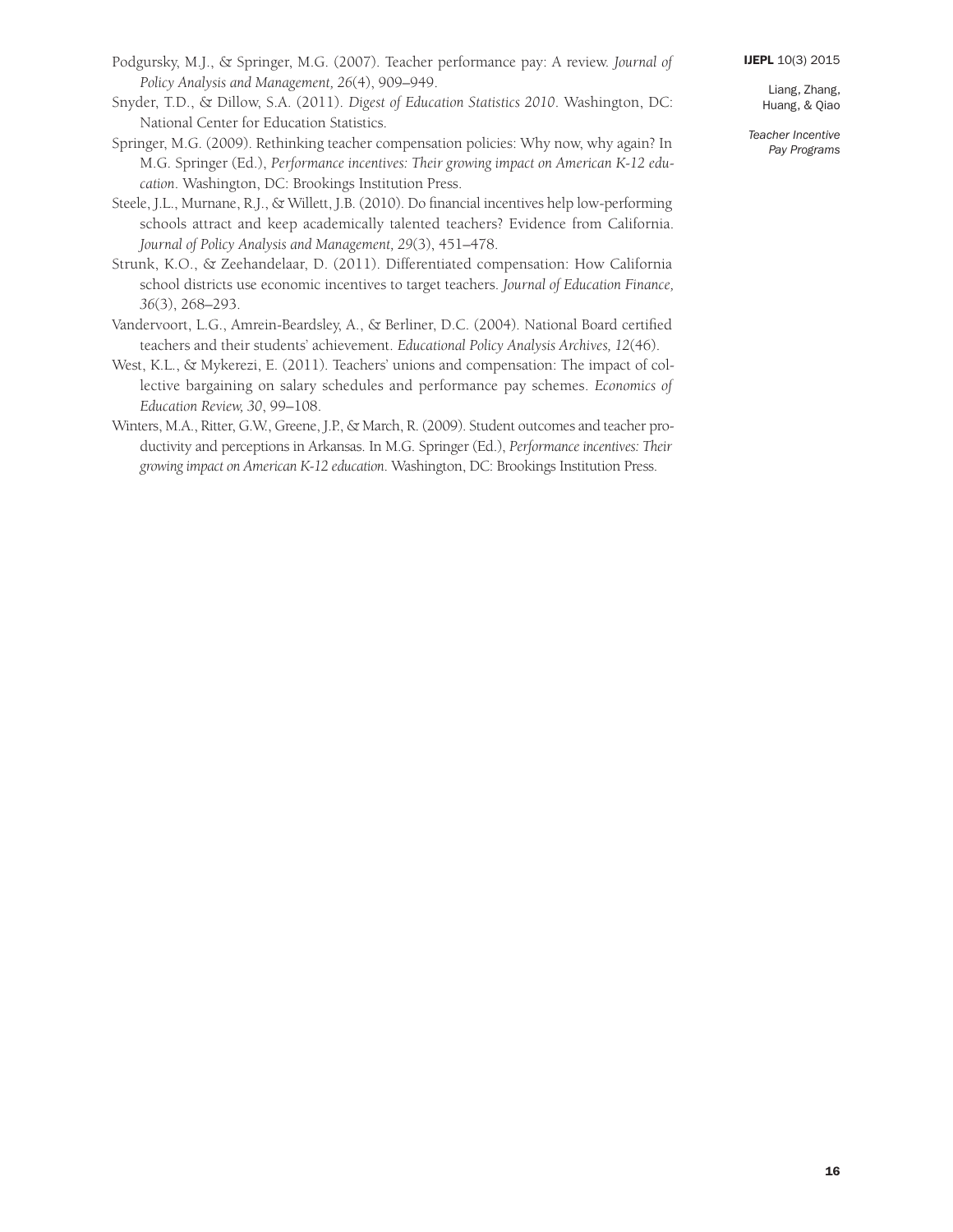Podgursky, M.J., & Springer, M.G. (2007). Teacher performance pay: A review. *Journal of Policy Analysis and Management, 26*(4), 909–949.

Snyder, T.D., & Dillow, S.A. (2011). *Digest of Education Statistics 2010*. Washington, DC: National Center for Education Statistics.

Springer, M.G. (2009). Rethinking teacher compensation policies: Why now, why again? In M.G. Springer (Ed.), *Performance incentives: Their growing impact on American K-12 education*. Washington, DC: Brookings Institution Press.

Steele, J.L., Murnane, R.J., & Willett, J.B. (2010). Do financial incentives help low-performing schools attract and keep academically talented teachers? Evidence from California. *Journal of Policy Analysis and Management, 29*(3), 451–478.

Strunk, K.O., & Zeehandelaar, D. (2011). Differentiated compensation: How California school districts use economic incentives to target teachers. *Journal of Education Finance, 36*(3), 268–293.

Vandervoort, L.G., Amrein-Beardsley, A., & Berliner, D.C. (2004). National Board certified teachers and their students' achievement. *Educational Policy Analysis Archives, 12*(46).

West, K.L., & Mykerezi, E. (2011). Teachers' unions and compensation: The impact of collective bargaining on salary schedules and performance pay schemes. *Economics of Education Review, 30*, 99–108.

Winters, M.A., Ritter, G.W., Greene, J.P., & March, R. (2009). Student outcomes and teacher productivity and perceptions in Arkansas. In M.G. Springer (Ed.), *Performance incentives: Their growing impact on American K-12 education*. Washington, DC: Brookings Institution Press.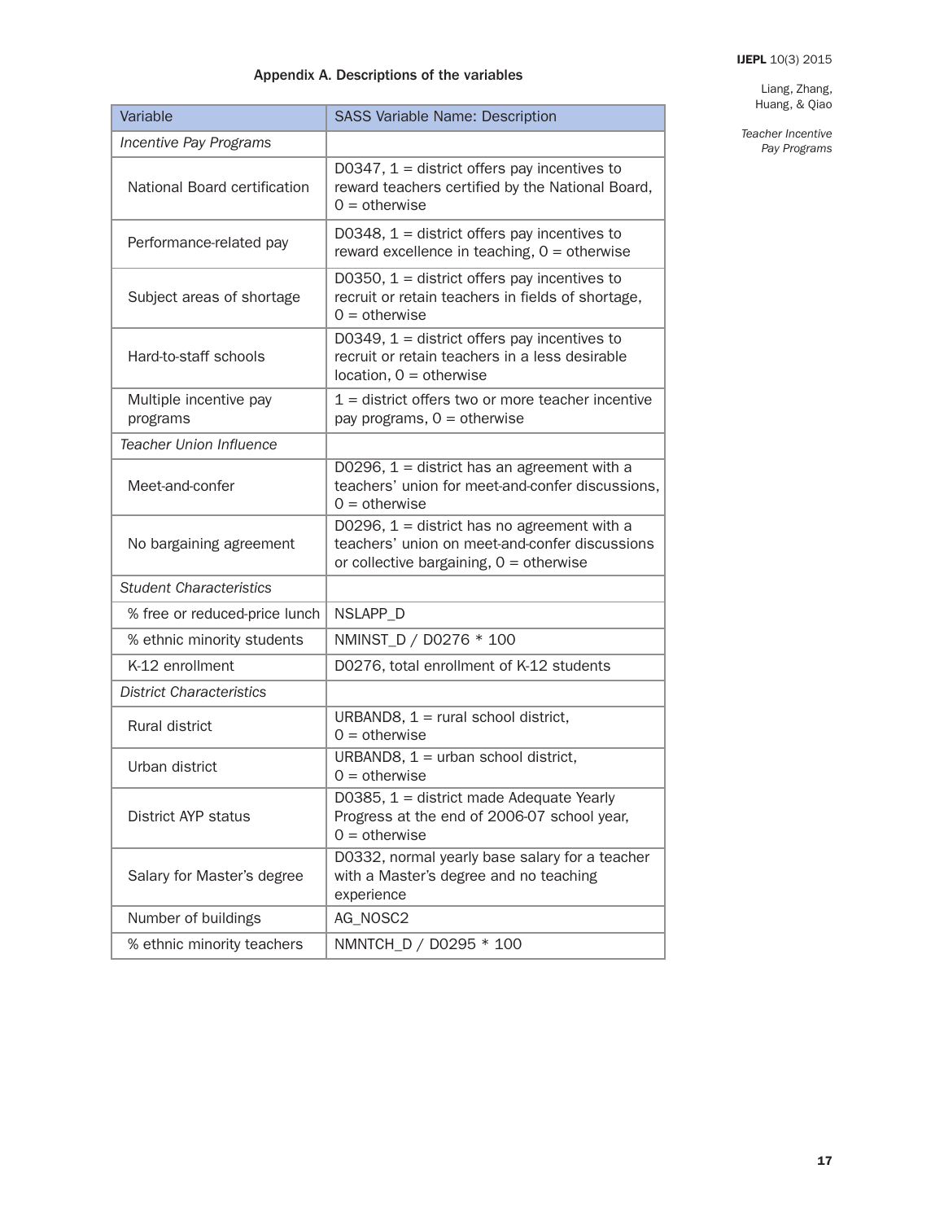## Appendix A. Descriptions of the variables

| Variable | SASS Variable Name: Description |
|---|---|
| *Incentive Pay Programs* | |
| National Board certification | D0347, 1 = district offers pay incentives to reward teachers certified by the National Board, 0 = otherwise |
| Performance-related pay | D0348, 1 = district offers pay incentives to reward excellence in teaching, 0 = otherwise |
| Subject areas of shortage | D0350, 1 = district offers pay incentives to recruit or retain teachers in fields of shortage, 0 = otherwise |
| Hard-to-staff schools | D0349, 1 = district offers pay incentives to recruit or retain teachers in a less desirable location, 0 = otherwise |
| Multiple incentive pay programs | 1 = district offers two or more teacher incentive pay programs, 0 = otherwise |
| *Teacher Union Influence* | |
| Meet-and-confer | D0296, 1 = district has an agreement with a teachers' union for meet-and-confer discussions, 0 = otherwise |
| No bargaining agreement | D0296, 1 = district has no agreement with a teachers' union on meet-and-confer discussions or collective bargaining, 0 = otherwise |
| *Student Characteristics* | |
| % free or reduced-price lunch | NSLAPP_D |
| % ethnic minority students | NMINST_D / D0276 * 100 |
| K-12 enrollment | D0276, total enrollment of K-12 students |
| *District Characteristics* | |
| Rural district | URBAND8, 1 = rural school district, 0 = otherwise |
| Urban district | URBAND8, 1 = urban school district, 0 = otherwise |
| District AYP status | D0385, 1 = district made Adequate Yearly Progress at the end of 2006-07 school year, 0 = otherwise |
| Salary for Master's degree | D0332, normal yearly base salary for a teacher with a Master's degree and no teaching experience |
| Number of buildings | AG_NOSC2 |
| % ethnic minority teachers | NMNTCH_D / D0295 * 100 |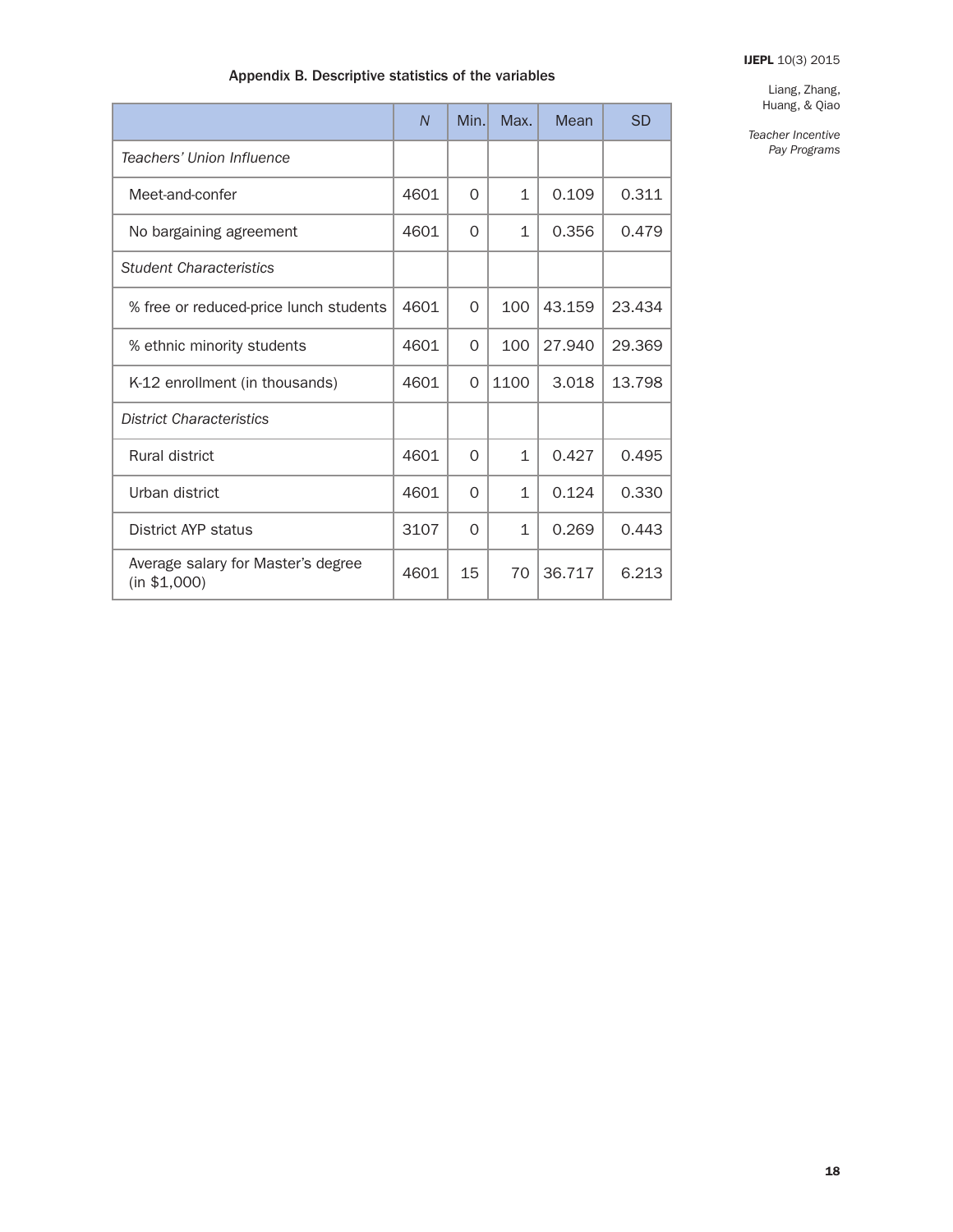### Appendix B. Descriptive statistics of the variables

| | *N* | Min. | Max. | Mean | SD |
|---|---|---|---|---|---|
| *Teachers' Union Influence* | | | | | |
| Meet-and-confer | 4601 | 0 | 1 | 0.109 | 0.311 |
| No bargaining agreement | 4601 | 0 | 1 | 0.356 | 0.479 |
| *Student Characteristics* | | | | | |
| % free or reduced-price lunch students | 4601 | 0 | 100 | 43.159 | 23.434 |
| % ethnic minority students | 4601 | 0 | 100 | 27.940 | 29.369 |
| K-12 enrollment (in thousands) | 4601 | 0 | 1100 | 3.018 | 13.798 |
| *District Characteristics* | | | | | |
| Rural district | 4601 | 0 | 1 | 0.427 | 0.495 |
| Urban district | 4601 | 0 | 1 | 0.124 | 0.330 |
| District AYP status | 3107 | 0 | 1 | 0.269 | 0.443 |
| Average salary for Master's degree (in $1,000) | 4601 | 15 | 70 | 36.717 | 6.213 |